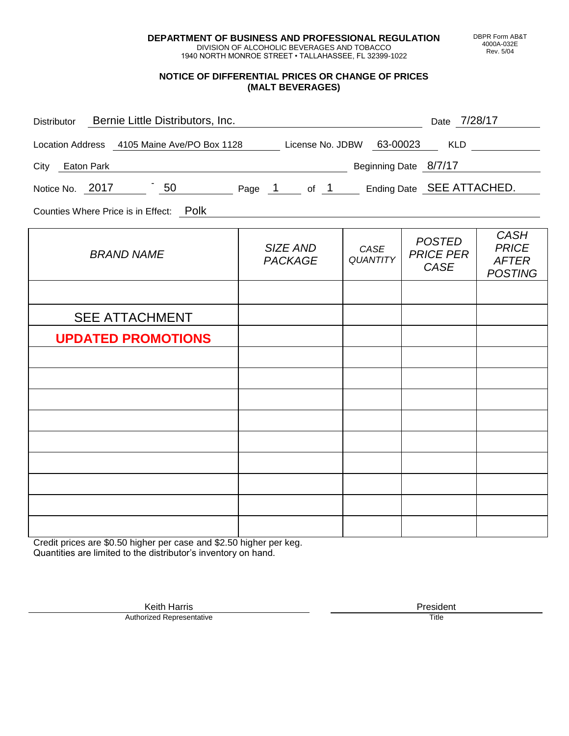**DEPARTMENT OF BUSINESS AND PROFESSIONAL REGULATION**
DIVISION OF ALCOHOLIC BEVERAGES AND TOBACCO
1940 NORTH MONROE STREET • TALLAHASSEE, FL 32399-1022

DBPR Form AB&T
4000A-032E
Rev. 5/04

**NOTICE OF DIFFERENTIAL PRICES OR CHANGE OF PRICES**
**(MALT BEVERAGES)**

Distributor: Bernie Little Distributors, Inc. Date: 7/28/17

Location Address: 4105 Maine Ave/PO Box 1128 License No. JDBW: 63-00023 KLD: 

City: Eaton Park Beginning Date: 8/7/17

Notice No. 2017 - 50 Page 1 of 1 Ending Date: SEE ATTACHED.

Counties Where Price is in Effect: Polk

| *BRAND NAME* | *SIZE AND PACKAGE* | *CASE QUANTITY* | *POSTED PRICE PER CASE* | *CASH PRICE AFTER POSTING* |
|---|---|---|---|---|
| | | | | |
| SEE ATTACHMENT | | | | |
| **UPDATED PROMOTIONS** | | | | |
| | | | | |
| | | | | |
| | | | | |
| | | | | |
| | | | | |
| | | | | |
| | | | | |
| | | | | |
| | | | | |

Credit prices are $0.50 higher per case and $2.50 higher per keg.
Quantities are limited to the distributor's inventory on hand.

Keith Harris
Authorized Representative

President
Title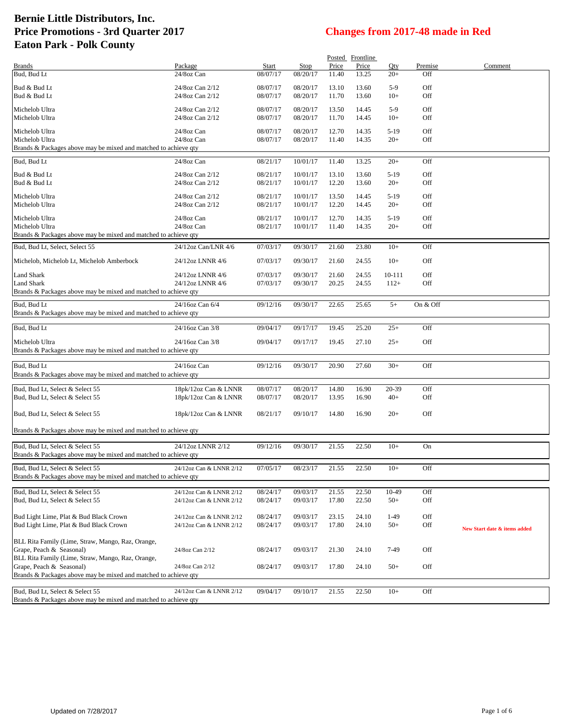# Bernie Little Distributors, Inc.
# Price Promotions - 3rd Quarter 2017
# Eaton Park - Polk County

## Changes from 2017-48 made in Red

| Brands | Package | Start | Stop | Posted Price | Frontline Price | Qty | Premise | Comment |
|---|---|---|---|---|---|---|---|---|
| Bud, Bud Lt | 24/8oz Can | 08/07/17 | 08/20/17 | 11.40 | 13.25 | 20+ | Off | |
| Bud & Bud Lt | 24/8oz Can 2/12 | 08/07/17 | 08/20/17 | 13.10 | 13.60 | 5-9 | Off | |
| Bud & Bud Lt | 24/8oz Can 2/12 | 08/07/17 | 08/20/17 | 11.70 | 13.60 | 10+ | Off | |
| Michelob Ultra | 24/8oz Can 2/12 | 08/07/17 | 08/20/17 | 13.50 | 14.45 | 5-9 | Off | |
| Michelob Ultra | 24/8oz Can 2/12 | 08/07/17 | 08/20/17 | 11.70 | 14.45 | 10+ | Off | |
| Michelob Ultra | 24/8oz Can | 08/07/17 | 08/20/17 | 12.70 | 14.35 | 5-19 | Off | |
| Michelob Ultra | 24/8oz Can | 08/07/17 | 08/20/17 | 11.40 | 14.35 | 20+ | Off | |
| Brands & Packages above may be mixed and matched to achieve qty | | | | | | | | |
| Bud, Bud Lt | 24/8oz Can | 08/21/17 | 10/01/17 | 11.40 | 13.25 | 20+ | Off | |
| Bud & Bud Lt | 24/8oz Can 2/12 | 08/21/17 | 10/01/17 | 13.10 | 13.60 | 5-19 | Off | |
| Bud & Bud Lt | 24/8oz Can 2/12 | 08/21/17 | 10/01/17 | 12.20 | 13.60 | 20+ | Off | |
| Michelob Ultra | 24/8oz Can 2/12 | 08/21/17 | 10/01/17 | 13.50 | 14.45 | 5-19 | Off | |
| Michelob Ultra | 24/8oz Can 2/12 | 08/21/17 | 10/01/17 | 12.20 | 14.45 | 20+ | Off | |
| Michelob Ultra | 24/8oz Can | 08/21/17 | 10/01/17 | 12.70 | 14.35 | 5-19 | Off | |
| Michelob Ultra | 24/8oz Can | 08/21/17 | 10/01/17 | 11.40 | 14.35 | 20+ | Off | |
| Brands & Packages above may be mixed and matched to achieve qty | | | | | | | | |
| Bud, Bud Lt, Select, Select 55 | 24/12oz Can/LNR 4/6 | 07/03/17 | 09/30/17 | 21.60 | 23.80 | 10+ | Off | |
| Michelob, Michelob Lt, Michelob Amberbock | 24/12oz LNNR 4/6 | 07/03/17 | 09/30/17 | 21.60 | 24.55 | 10+ | Off | |
| Land Shark | 24/12oz LNNR 4/6 | 07/03/17 | 09/30/17 | 21.60 | 24.55 | 10-111 | Off | |
| Land Shark | 24/12oz LNNR 4/6 | 07/03/17 | 09/30/17 | 20.25 | 24.55 | 112+ | Off | |
| Brands & Packages above may be mixed and matched to achieve qty | | | | | | | | |
| Bud, Bud Lt | 24/16oz Can 6/4 | 09/12/16 | 09/30/17 | 22.65 | 25.65 | 5+ | On & Off | |
| Brands & Packages above may be mixed and matched to achieve qty | | | | | | | | |
| Bud, Bud Lt | 24/16oz Can 3/8 | 09/04/17 | 09/17/17 | 19.45 | 25.20 | 25+ | Off | |
| Michelob Ultra | 24/16oz Can 3/8 | 09/04/17 | 09/17/17 | 19.45 | 27.10 | 25+ | Off | |
| Brands & Packages above may be mixed and matched to achieve qty | | | | | | | | |
| Bud, Bud Lt | 24/16oz Can | 09/12/16 | 09/30/17 | 20.90 | 27.60 | 30+ | Off | |
| Brands & Packages above may be mixed and matched to achieve qty | | | | | | | | |
| Bud, Bud Lt, Select & Select 55 | 18pk/12oz Can & LNNR | 08/07/17 | 08/20/17 | 14.80 | 16.90 | 20-39 | Off | |
| Bud, Bud Lt, Select & Select 55 | 18pk/12oz Can & LNNR | 08/07/17 | 08/20/17 | 13.95 | 16.90 | 40+ | Off | |
| Bud, Bud Lt, Select & Select 55 | 18pk/12oz Can & LNNR | 08/21/17 | 09/10/17 | 14.80 | 16.90 | 20+ | Off | |
| Brands & Packages above may be mixed and matched to achieve qty | | | | | | | | |
| Bud, Bud Lt, Select & Select 55 | 24/12oz LNNR 2/12 | 09/12/16 | 09/30/17 | 21.55 | 22.50 | 10+ | On | |
| Brands & Packages above may be mixed and matched to achieve qty | | | | | | | | |
| Bud, Bud Lt, Select & Select 55 | 24/12oz Can & LNNR 2/12 | 07/05/17 | 08/23/17 | 21.55 | 22.50 | 10+ | Off | |
| Brands & Packages above may be mixed and matched to achieve qty | | | | | | | | |
| Bud, Bud Lt, Select & Select 55 | 24/12oz Can & LNNR 2/12 | 08/24/17 | 09/03/17 | 21.55 | 22.50 | 10-49 | Off | |
| Bud, Bud Lt, Select & Select 55 | 24/12oz Can & LNNR 2/12 | 08/24/17 | 09/03/17 | 17.80 | 22.50 | 50+ | Off | |
| Bud Light Lime, Plat & Bud Black Crown | 24/12oz Can & LNNR 2/12 | 08/24/17 | 09/03/17 | 23.15 | 24.10 | 1-49 | Off | |
| Bud Light Lime, Plat & Bud Black Crown | 24/12oz Can & LNNR 2/12 | 08/24/17 | 09/03/17 | 17.80 | 24.10 | 50+ | Off | New Start date & items added |
| BLL Rita Family (Lime, Straw, Mango, Raz, Orange, Grape, Peach & Seasonal) | 24/8oz Can 2/12 | 08/24/17 | 09/03/17 | 21.30 | 24.10 | 7-49 | Off | |
| BLL Rita Family (Lime, Straw, Mango, Raz, Orange, Grape, Peach & Seasonal) | 24/8oz Can 2/12 | 08/24/17 | 09/03/17 | 17.80 | 24.10 | 50+ | Off | |
| Brands & Packages above may be mixed and matched to achieve qty | | | | | | | | |
| Bud, Bud Lt, Select & Select 55 | 24/12oz Can & LNNR 2/12 | 09/04/17 | 09/10/17 | 21.55 | 22.50 | 10+ | Off | |
| Brands & Packages above may be mixed and matched to achieve qty | | | | | | | | |

Updated on 7/28/2017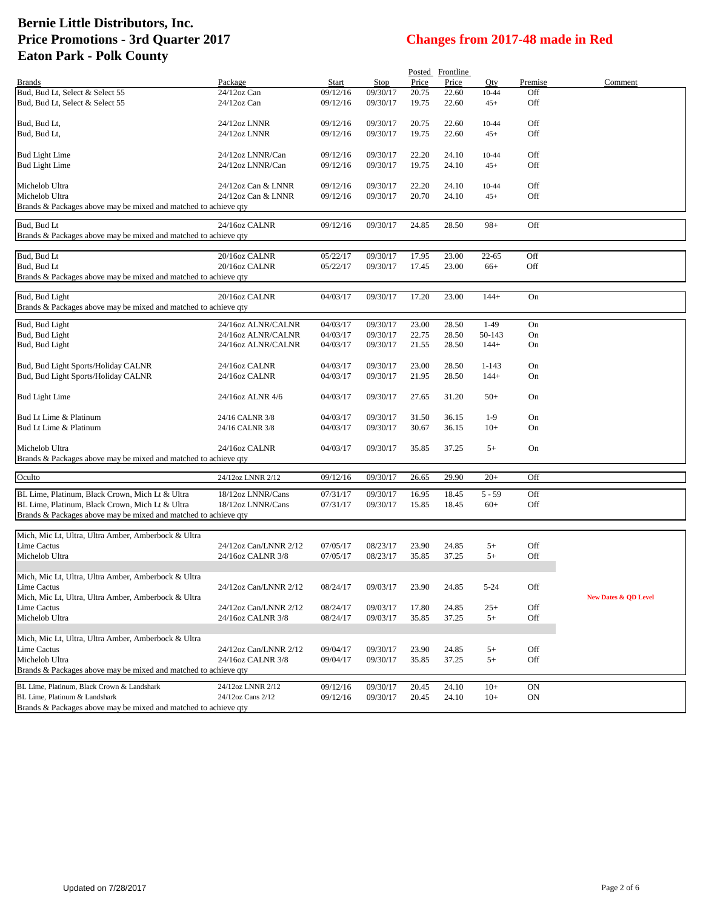# Bernie Little Distributors, Inc.
# Price Promotions - 3rd Quarter 2017
# Eaton Park - Polk County

## Changes from 2017-48 made in Red

| Brands | Package | Start | Stop | Posted Price | Frontline Price | Qty | Premise | Comment |
|---|---|---|---|---|---|---|---|---|
| Bud, Bud Lt, Select & Select 55 | 24/12oz Can | 09/12/16 | 09/30/17 | 20.75 | 22.60 | 10-44 | Off | |
| Bud, Bud Lt, Select & Select 55 | 24/12oz Can | 09/12/16 | 09/30/17 | 19.75 | 22.60 | 45+ | Off | |
| Bud, Bud Lt, | 24/12oz LNNR | 09/12/16 | 09/30/17 | 20.75 | 22.60 | 10-44 | Off | |
| Bud, Bud Lt, | 24/12oz LNNR | 09/12/16 | 09/30/17 | 19.75 | 22.60 | 45+ | Off | |
| Bud Light Lime | 24/12oz LNNR/Can | 09/12/16 | 09/30/17 | 22.20 | 24.10 | 10-44 | Off | |
| Bud Light Lime | 24/12oz LNNR/Can | 09/12/16 | 09/30/17 | 19.75 | 24.10 | 45+ | Off | |
| Michelob Ultra | 24/12oz Can & LNNR | 09/12/16 | 09/30/17 | 22.20 | 24.10 | 10-44 | Off | |
| Michelob Ultra | 24/12oz Can & LNNR | 09/12/16 | 09/30/17 | 20.70 | 24.10 | 45+ | Off | |
| Brands & Packages above may be mixed and matched to achieve qty | | | | | | | | |
| Bud, Bud Lt | 24/16oz CALNR | 09/12/16 | 09/30/17 | 24.85 | 28.50 | 98+ | Off | |
| Brands & Packages above may be mixed and matched to achieve qty | | | | | | | | |
| Bud, Bud Lt | 20/16oz CALNR | 05/22/17 | 09/30/17 | 17.95 | 23.00 | 22-65 | Off | |
| Bud, Bud Lt | 20/16oz CALNR | 05/22/17 | 09/30/17 | 17.45 | 23.00 | 66+ | Off | |
| Brands & Packages above may be mixed and matched to achieve qty | | | | | | | | |
| Bud, Bud Light | 20/16oz CALNR | 04/03/17 | 09/30/17 | 17.20 | 23.00 | 144+ | On | |
| Brands & Packages above may be mixed and matched to achieve qty | | | | | | | | |
| Bud, Bud Light | 24/16oz ALNR/CALNR | 04/03/17 | 09/30/17 | 23.00 | 28.50 | 1-49 | On | |
| Bud, Bud Light | 24/16oz ALNR/CALNR | 04/03/17 | 09/30/17 | 22.75 | 28.50 | 50-143 | On | |
| Bud, Bud Light | 24/16oz ALNR/CALNR | 04/03/17 | 09/30/17 | 21.55 | 28.50 | 144+ | On | |
| Bud, Bud Light Sports/Holiday CALNR | 24/16oz CALNR | 04/03/17 | 09/30/17 | 23.00 | 28.50 | 1-143 | On | |
| Bud, Bud Light Sports/Holiday CALNR | 24/16oz CALNR | 04/03/17 | 09/30/17 | 21.95 | 28.50 | 144+ | On | |
| Bud Light Lime | 24/16oz ALNR 4/6 | 04/03/17 | 09/30/17 | 27.65 | 31.20 | 50+ | On | |
| Bud Lt Lime & Platinum | 24/16 CALNR 3/8 | 04/03/17 | 09/30/17 | 31.50 | 36.15 | 1-9 | On | |
| Bud Lt Lime & Platinum | 24/16 CALNR 3/8 | 04/03/17 | 09/30/17 | 30.67 | 36.15 | 10+ | On | |
| Michelob Ultra | 24/16oz CALNR | 04/03/17 | 09/30/17 | 35.85 | 37.25 | 5+ | On | |
| Brands & Packages above may be mixed and matched to achieve qty | | | | | | | | |
| Oculto | 24/12oz LNNR 2/12 | 09/12/16 | 09/30/17 | 26.65 | 29.90 | 20+ | Off | |
| BL Lime, Platinum, Black Crown, Mich Lt & Ultra | 18/12oz LNNR/Cans | 07/31/17 | 09/30/17 | 16.95 | 18.45 | 5 - 59 | Off | |
| BL Lime, Platinum, Black Crown, Mich Lt & Ultra | 18/12oz LNNR/Cans | 07/31/17 | 09/30/17 | 15.85 | 18.45 | 60+ | Off | |
| Brands & Packages above may be mixed and matched to achieve qty | | | | | | | | |
| Mich, Mic Lt, Ultra, Ultra Amber, Amberbock & Ultra Lime Cactus | 24/12oz Can/LNNR 2/12 | 07/05/17 | 08/23/17 | 23.90 | 24.85 | 5+ | Off | |
| Michelob Ultra | 24/16oz CALNR 3/8 | 07/05/17 | 08/23/17 | 35.85 | 37.25 | 5+ | Off | |
| Mich, Mic Lt, Ultra, Ultra Amber, Amberbock & Ultra Lime Cactus | 24/12oz Can/LNNR 2/12 | 08/24/17 | 09/03/17 | 23.90 | 24.85 | 5-24 | Off | |
| Mich, Mic Lt, Ultra, Ultra Amber, Amberbock & Ultra Lime Cactus | 24/12oz Can/LNNR 2/12 | 08/24/17 | 09/03/17 | 17.80 | 24.85 | 25+ | Off | New Dates & QD Level |
| Michelob Ultra | 24/16oz CALNR 3/8 | 08/24/17 | 09/03/17 | 35.85 | 37.25 | 5+ | Off | |
| Mich, Mic Lt, Ultra, Ultra Amber, Amberbock & Ultra Lime Cactus | 24/12oz Can/LNNR 2/12 | 09/04/17 | 09/30/17 | 23.90 | 24.85 | 5+ | Off | |
| Michelob Ultra | 24/16oz CALNR 3/8 | 09/04/17 | 09/30/17 | 35.85 | 37.25 | 5+ | Off | |
| Brands & Packages above may be mixed and matched to achieve qty | | | | | | | | |
| BL Lime, Platinum, Black Crown & Landshark | 24/12oz LNNR 2/12 | 09/12/16 | 09/30/17 | 20.45 | 24.10 | 10+ | ON | |
| BL Lime, Platinum & Landshark | 24/12oz Cans 2/12 | 09/12/16 | 09/30/17 | 20.45 | 24.10 | 10+ | ON | |
| Brands & Packages above may be mixed and matched to achieve qty | | | | | | | | |

Updated on 7/28/2017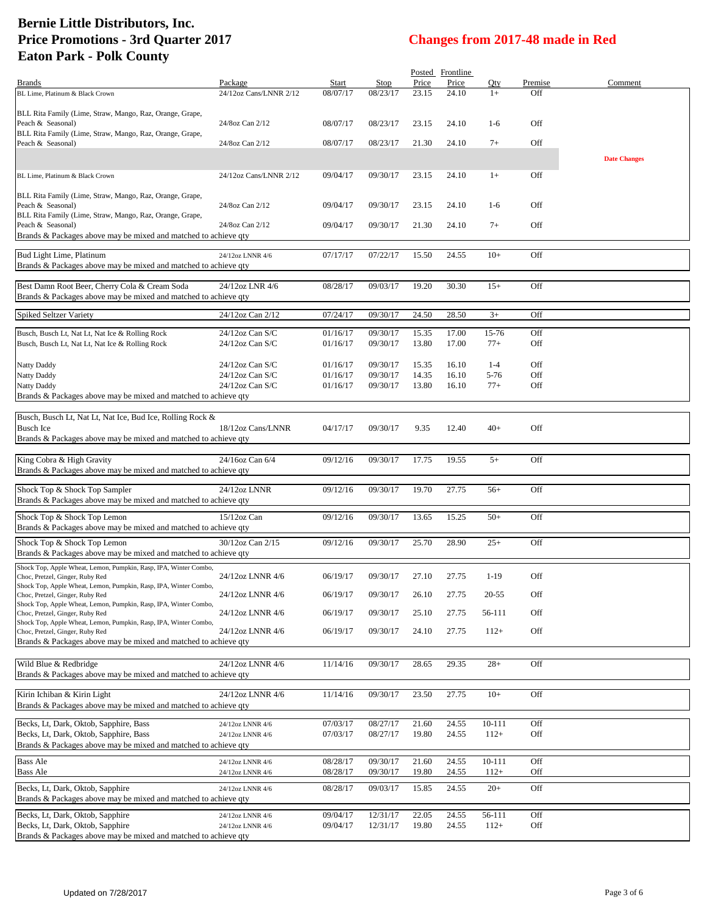# Bernie Little Distributors, Inc.
# Price Promotions - 3rd Quarter 2017
# Eaton Park - Polk County

## Changes from 2017-48 made in Red

| Brands | Package | Start | Stop | Posted Price | Frontline Price | Qty | Premise | Comment |
|---|---|---|---|---|---|---|---|---|
| BL Lime, Platinum & Black Crown | 24/12oz Cans/LNNR 2/12 | 08/07/17 | 08/23/17 | 23.15 | 24.10 | 1+ | Off | |
| BLL Rita Family (Lime, Straw, Mango, Raz, Orange, Grape, Peach & Seasonal) | 24/8oz Can 2/12 | 08/07/17 | 08/23/17 | 23.15 | 24.10 | 1-6 | Off | |
| BLL Rita Family (Lime, Straw, Mango, Raz, Orange, Grape, Peach & Seasonal) | 24/8oz Can 2/12 | 08/07/17 | 08/23/17 | 21.30 | 24.10 | 7+ | Off | |
| | | | | | | | | **Date Changes** |
| BL Lime, Platinum & Black Crown | 24/12oz Cans/LNNR 2/12 | 09/04/17 | 09/30/17 | 23.15 | 24.10 | 1+ | Off | |
| BLL Rita Family (Lime, Straw, Mango, Raz, Orange, Grape, Peach & Seasonal) | 24/8oz Can 2/12 | 09/04/17 | 09/30/17 | 23.15 | 24.10 | 1-6 | Off | |
| BLL Rita Family (Lime, Straw, Mango, Raz, Orange, Grape, Peach & Seasonal) | 24/8oz Can 2/12 | 09/04/17 | 09/30/17 | 21.30 | 24.10 | 7+ | Off | |
| Brands & Packages above may be mixed and matched to achieve qty | | | | | | | | |
| Bud Light Lime, Platinum | 24/12oz LNNR 4/6 | 07/17/17 | 07/22/17 | 15.50 | 24.55 | 10+ | Off | |
| Brands & Packages above may be mixed and matched to achieve qty | | | | | | | | |
| Best Damn Root Beer, Cherry Cola & Cream Soda | 24/12oz LNR 4/6 | 08/28/17 | 09/03/17 | 19.20 | 30.30 | 15+ | Off | |
| Brands & Packages above may be mixed and matched to achieve qty | | | | | | | | |
| Spiked Seltzer Variety | 24/12oz Can 2/12 | 07/24/17 | 09/30/17 | 24.50 | 28.50 | 3+ | Off | |
| Busch, Busch Lt, Nat Lt, Nat Ice & Rolling Rock | 24/12oz Can S/C | 01/16/17 | 09/30/17 | 15.35 | 17.00 | 15-76 | Off | |
| Busch, Busch Lt, Nat Lt, Nat Ice & Rolling Rock | 24/12oz Can S/C | 01/16/17 | 09/30/17 | 13.80 | 17.00 | 77+ | Off | |
| Natty Daddy | 24/12oz Can S/C | 01/16/17 | 09/30/17 | 15.35 | 16.10 | 1-4 | Off | |
| Natty Daddy | 24/12oz Can S/C | 01/16/17 | 09/30/17 | 14.35 | 16.10 | 5-76 | Off | |
| Natty Daddy | 24/12oz Can S/C | 01/16/17 | 09/30/17 | 13.80 | 16.10 | 77+ | Off | |
| Brands & Packages above may be mixed and matched to achieve qty | | | | | | | | |
| Busch, Busch Lt, Nat Lt, Nat Ice, Bud Ice, Rolling Rock & Busch Ice | 18/12oz Cans/LNNR | 04/17/17 | 09/30/17 | 9.35 | 12.40 | 40+ | Off | |
| Brands & Packages above may be mixed and matched to achieve qty | | | | | | | | |
| King Cobra & High Gravity | 24/16oz Can 6/4 | 09/12/16 | 09/30/17 | 17.75 | 19.55 | 5+ | Off | |
| Brands & Packages above may be mixed and matched to achieve qty | | | | | | | | |
| Shock Top & Shock Top Sampler | 24/12oz LNNR | 09/12/16 | 09/30/17 | 19.70 | 27.75 | 56+ | Off | |
| Brands & Packages above may be mixed and matched to achieve qty | | | | | | | | |
| Shock Top & Shock Top Lemon | 15/12oz Can | 09/12/16 | 09/30/17 | 13.65 | 15.25 | 50+ | Off | |
| Brands & Packages above may be mixed and matched to achieve qty | | | | | | | | |
| Shock Top & Shock Top Lemon | 30/12oz Can 2/15 | 09/12/16 | 09/30/17 | 25.70 | 28.90 | 25+ | Off | |
| Brands & Packages above may be mixed and matched to achieve qty | | | | | | | | |
| Shock Top, Apple Wheat, Lemon, Pumpkin, Rasp, IPA, Winter Combo, Choc, Pretzel, Ginger, Ruby Red | 24/12oz LNNR 4/6 | 06/19/17 | 09/30/17 | 27.10 | 27.75 | 1-19 | Off | |
| Shock Top, Apple Wheat, Lemon, Pumpkin, Rasp, IPA, Winter Combo, Choc, Pretzel, Ginger, Ruby Red | 24/12oz LNNR 4/6 | 06/19/17 | 09/30/17 | 26.10 | 27.75 | 20-55 | Off | |
| Shock Top, Apple Wheat, Lemon, Pumpkin, Rasp, IPA, Winter Combo, Choc, Pretzel, Ginger, Ruby Red | 24/12oz LNNR 4/6 | 06/19/17 | 09/30/17 | 25.10 | 27.75 | 56-111 | Off | |
| Shock Top, Apple Wheat, Lemon, Pumpkin, Rasp, IPA, Winter Combo, Choc, Pretzel, Ginger, Ruby Red | 24/12oz LNNR 4/6 | 06/19/17 | 09/30/17 | 24.10 | 27.75 | 112+ | Off | |
| Brands & Packages above may be mixed and matched to achieve qty | | | | | | | | |
| Wild Blue & Redbridge | 24/12oz LNNR 4/6 | 11/14/16 | 09/30/17 | 28.65 | 29.35 | 28+ | Off | |
| Brands & Packages above may be mixed and matched to achieve qty | | | | | | | | |
| Kirin Ichiban & Kirin Light | 24/12oz LNNR 4/6 | 11/14/16 | 09/30/17 | 23.50 | 27.75 | 10+ | Off | |
| Brands & Packages above may be mixed and matched to achieve qty | | | | | | | | |
| Becks, Lt, Dark, Oktob, Sapphire, Bass | 24/12oz LNNR 4/6 | 07/03/17 | 08/27/17 | 21.60 | 24.55 | 10-111 | Off | |
| Becks, Lt, Dark, Oktob, Sapphire, Bass | 24/12oz LNNR 4/6 | 07/03/17 | 08/27/17 | 19.80 | 24.55 | 112+ | Off | |
| Brands & Packages above may be mixed and matched to achieve qty | | | | | | | | |
| Bass Ale | 24/12oz LNNR 4/6 | 08/28/17 | 09/30/17 | 21.60 | 24.55 | 10-111 | Off | |
| Bass Ale | 24/12oz LNNR 4/6 | 08/28/17 | 09/30/17 | 19.80 | 24.55 | 112+ | Off | |
| Becks, Lt, Dark, Oktob, Sapphire | 24/12oz LNNR 4/6 | 08/28/17 | 09/03/17 | 15.85 | 24.55 | 20+ | Off | |
| Brands & Packages above may be mixed and matched to achieve qty | | | | | | | | |
| Becks, Lt, Dark, Oktob, Sapphire | 24/12oz LNNR 4/6 | 09/04/17 | 12/31/17 | 22.05 | 24.55 | 56-111 | Off | |
| Becks, Lt, Dark, Oktob, Sapphire | 24/12oz LNNR 4/6 | 09/04/17 | 12/31/17 | 19.80 | 24.55 | 112+ | Off | |
| Brands & Packages above may be mixed and matched to achieve qty | | | | | | | | |

Updated on 7/28/2017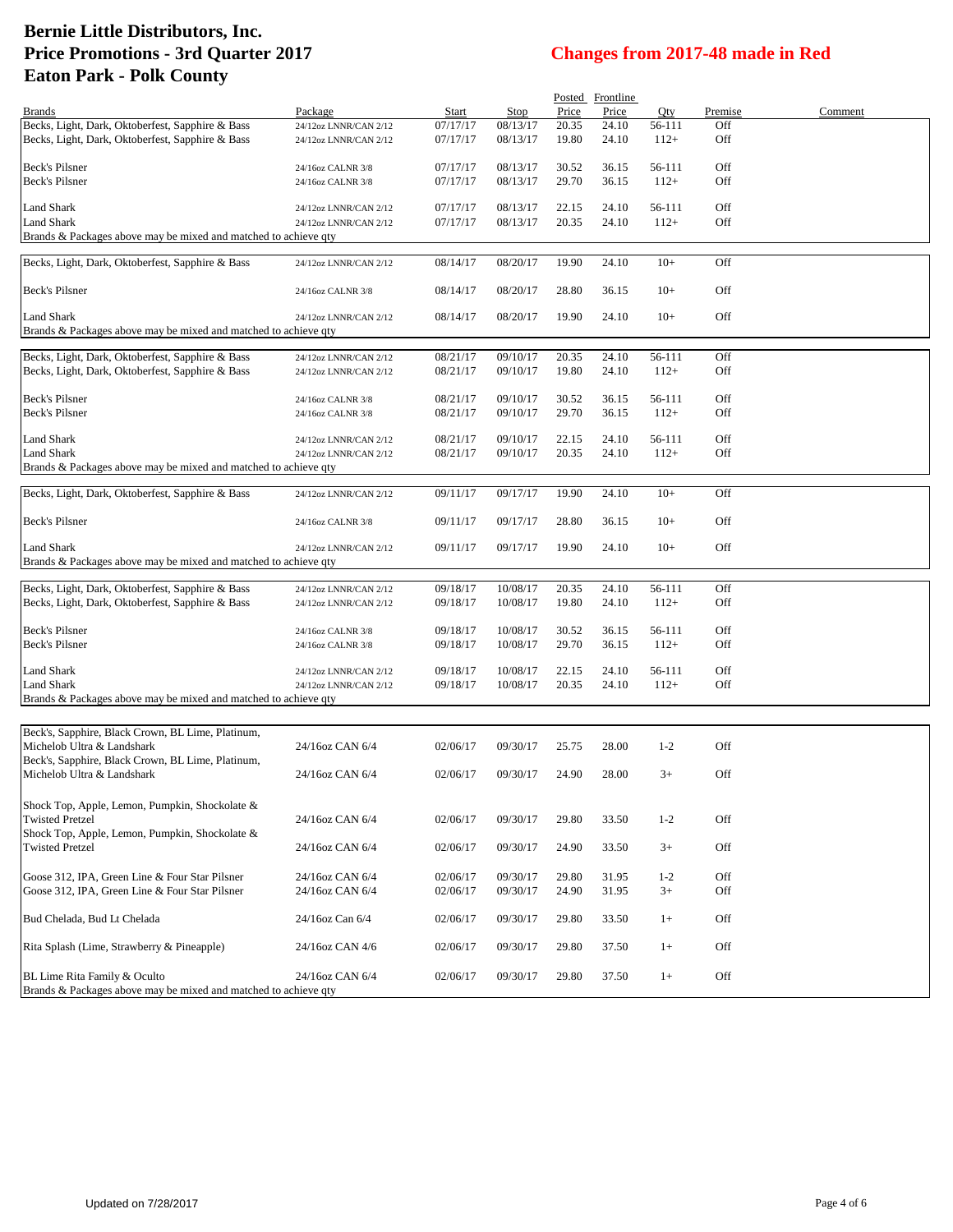# Bernie Little Distributors, Inc.
# Price Promotions - 3rd Quarter 2017
# Eaton Park - Polk County

## Changes from 2017-48 made in Red

| Brands | Package | Start | Stop | Posted Price | Frontline Price | Qty | Premise | Comment |
|---|---|---|---|---|---|---|---|---|
| Becks, Light, Dark, Oktoberfest, Sapphire & Bass | 24/12oz LNNR/CAN 2/12 | 07/17/17 | 08/13/17 | 20.35 | 24.10 | 56-111 | Off | |
| Becks, Light, Dark, Oktoberfest, Sapphire & Bass | 24/12oz LNNR/CAN 2/12 | 07/17/17 | 08/13/17 | 19.80 | 24.10 | 112+ | Off | |
| Beck's Pilsner | 24/16oz CALNR 3/8 | 07/17/17 | 08/13/17 | 30.52 | 36.15 | 56-111 | Off | |
| Beck's Pilsner | 24/16oz CALNR 3/8 | 07/17/17 | 08/13/17 | 29.70 | 36.15 | 112+ | Off | |
| Land Shark | 24/12oz LNNR/CAN 2/12 | 07/17/17 | 08/13/17 | 22.15 | 24.10 | 56-111 | Off | |
| Land Shark | 24/12oz LNNR/CAN 2/12 | 07/17/17 | 08/13/17 | 20.35 | 24.10 | 112+ | Off | |
| Brands & Packages above may be mixed and matched to achieve qty | | | | | | | | |
| Becks, Light, Dark, Oktoberfest, Sapphire & Bass | 24/12oz LNNR/CAN 2/12 | 08/14/17 | 08/20/17 | 19.90 | 24.10 | 10+ | Off | |
| Beck's Pilsner | 24/16oz CALNR 3/8 | 08/14/17 | 08/20/17 | 28.80 | 36.15 | 10+ | Off | |
| Land Shark | 24/12oz LNNR/CAN 2/12 | 08/14/17 | 08/20/17 | 19.90 | 24.10 | 10+ | Off | |
| Brands & Packages above may be mixed and matched to achieve qty | | | | | | | | |
| Becks, Light, Dark, Oktoberfest, Sapphire & Bass | 24/12oz LNNR/CAN 2/12 | 08/21/17 | 09/10/17 | 20.35 | 24.10 | 56-111 | Off | |
| Becks, Light, Dark, Oktoberfest, Sapphire & Bass | 24/12oz LNNR/CAN 2/12 | 08/21/17 | 09/10/17 | 19.80 | 24.10 | 112+ | Off | |
| Beck's Pilsner | 24/16oz CALNR 3/8 | 08/21/17 | 09/10/17 | 30.52 | 36.15 | 56-111 | Off | |
| Beck's Pilsner | 24/16oz CALNR 3/8 | 08/21/17 | 09/10/17 | 29.70 | 36.15 | 112+ | Off | |
| Land Shark | 24/12oz LNNR/CAN 2/12 | 08/21/17 | 09/10/17 | 22.15 | 24.10 | 56-111 | Off | |
| Land Shark | 24/12oz LNNR/CAN 2/12 | 08/21/17 | 09/10/17 | 20.35 | 24.10 | 112+ | Off | |
| Brands & Packages above may be mixed and matched to achieve qty | | | | | | | | |
| Becks, Light, Dark, Oktoberfest, Sapphire & Bass | 24/12oz LNNR/CAN 2/12 | 09/11/17 | 09/17/17 | 19.90 | 24.10 | 10+ | Off | |
| Beck's Pilsner | 24/16oz CALNR 3/8 | 09/11/17 | 09/17/17 | 28.80 | 36.15 | 10+ | Off | |
| Land Shark | 24/12oz LNNR/CAN 2/12 | 09/11/17 | 09/17/17 | 19.90 | 24.10 | 10+ | Off | |
| Brands & Packages above may be mixed and matched to achieve qty | | | | | | | | |
| Becks, Light, Dark, Oktoberfest, Sapphire & Bass | 24/12oz LNNR/CAN 2/12 | 09/18/17 | 10/08/17 | 20.35 | 24.10 | 56-111 | Off | |
| Becks, Light, Dark, Oktoberfest, Sapphire & Bass | 24/12oz LNNR/CAN 2/12 | 09/18/17 | 10/08/17 | 19.80 | 24.10 | 112+ | Off | |
| Beck's Pilsner | 24/16oz CALNR 3/8 | 09/18/17 | 10/08/17 | 30.52 | 36.15 | 56-111 | Off | |
| Beck's Pilsner | 24/16oz CALNR 3/8 | 09/18/17 | 10/08/17 | 29.70 | 36.15 | 112+ | Off | |
| Land Shark | 24/12oz LNNR/CAN 2/12 | 09/18/17 | 10/08/17 | 22.15 | 24.10 | 56-111 | Off | |
| Land Shark | 24/12oz LNNR/CAN 2/12 | 09/18/17 | 10/08/17 | 20.35 | 24.10 | 112+ | Off | |
| Brands & Packages above may be mixed and matched to achieve qty | | | | | | | | |
| Beck's, Sapphire, Black Crown, BL Lime, Platinum, Michelob Ultra & Landshark | 24/16oz CAN 6/4 | 02/06/17 | 09/30/17 | 25.75 | 28.00 | 1-2 | Off | |
| Beck's, Sapphire, Black Crown, BL Lime, Platinum, Michelob Ultra & Landshark | 24/16oz CAN 6/4 | 02/06/17 | 09/30/17 | 24.90 | 28.00 | 3+ | Off | |
| Shock Top, Apple, Lemon, Pumpkin, Shockolate & Twisted Pretzel | 24/16oz CAN 6/4 | 02/06/17 | 09/30/17 | 29.80 | 33.50 | 1-2 | Off | |
| Shock Top, Apple, Lemon, Pumpkin, Shockolate & Twisted Pretzel | 24/16oz CAN 6/4 | 02/06/17 | 09/30/17 | 24.90 | 33.50 | 3+ | Off | |
| Goose 312, IPA, Green Line & Four Star Pilsner | 24/16oz CAN 6/4 | 02/06/17 | 09/30/17 | 29.80 | 31.95 | 1-2 | Off | |
| Goose 312, IPA, Green Line & Four Star Pilsner | 24/16oz CAN 6/4 | 02/06/17 | 09/30/17 | 24.90 | 31.95 | 3+ | Off | |
| Bud Chelada, Bud Lt Chelada | 24/16oz Can 6/4 | 02/06/17 | 09/30/17 | 29.80 | 33.50 | 1+ | Off | |
| Rita Splash (Lime, Strawberry & Pineapple) | 24/16oz CAN 4/6 | 02/06/17 | 09/30/17 | 29.80 | 37.50 | 1+ | Off | |
| BL Lime Rita Family & Oculto | 24/16oz CAN 6/4 | 02/06/17 | 09/30/17 | 29.80 | 37.50 | 1+ | Off | |
| Brands & Packages above may be mixed and matched to achieve qty | | | | | | | | |

Updated on 7/28/2017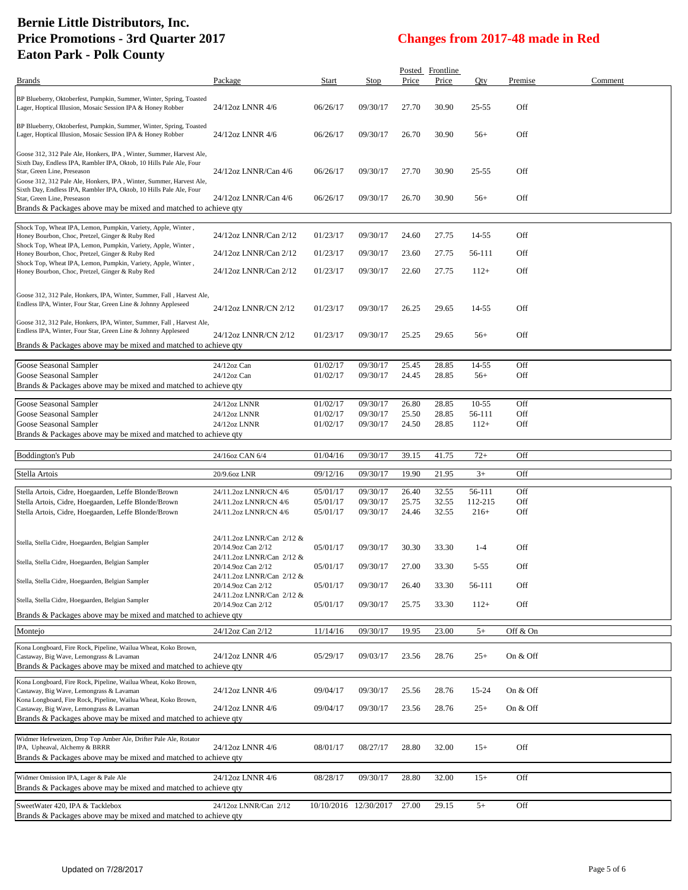# Bernie Little Distributors, Inc.
# Price Promotions - 3rd Quarter 2017
# Eaton Park - Polk County

## Changes from 2017-48 made in Red

| Brands | Package | Start | Stop | Posted Price | Frontline Price | Qty | Premise | Comment |
|---|---|---|---|---|---|---|---|---|
| BP Blueberry, Oktoberfest, Pumpkin, Summer, Winter, Spring, Toasted Lager, Hoptical Illusion, Mosaic Session IPA & Honey Robber | 24/12oz LNNR 4/6 | 06/26/17 | 09/30/17 | 27.70 | 30.90 | 25-55 | Off | |
| BP Blueberry, Oktoberfest, Pumpkin, Summer, Winter, Spring, Toasted Lager, Hoptical Illusion, Mosaic Session IPA & Honey Robber | 24/12oz LNNR 4/6 | 06/26/17 | 09/30/17 | 26.70 | 30.90 | 56+ | Off | |
| Goose 312, 312 Pale Ale, Honkers, IPA , Winter, Summer, Harvest Ale, Sixth Day, Endless IPA, Rambler IPA, Oktob, 10 Hills Pale Ale, Four Star, Green Line, Preseason | 24/12oz LNNR/Can 4/6 | 06/26/17 | 09/30/17 | 27.70 | 30.90 | 25-55 | Off | |
| Goose 312, 312 Pale Ale, Honkers, IPA , Winter, Summer, Harvest Ale, Sixth Day, Endless IPA, Rambler IPA, Oktob, 10 Hills Pale Ale, Four Star, Green Line, Preseason | 24/12oz LNNR/Can 4/6 | 06/26/17 | 09/30/17 | 26.70 | 30.90 | 56+ | Off | |
| Brands & Packages above may be mixed and matched to achieve qty | | | | | | | | |
| Shock Top, Wheat IPA, Lemon, Pumpkin, Variety, Apple, Winter , Honey Bourbon, Choc, Pretzel, Ginger & Ruby Red | 24/12oz LNNR/Can 2/12 | 01/23/17 | 09/30/17 | 24.60 | 27.75 | 14-55 | Off | |
| Shock Top, Wheat IPA, Lemon, Pumpkin, Variety, Apple, Winter , Honey Bourbon, Choc, Pretzel, Ginger & Ruby Red | 24/12oz LNNR/Can 2/12 | 01/23/17 | 09/30/17 | 23.60 | 27.75 | 56-111 | Off | |
| Shock Top, Wheat IPA, Lemon, Pumpkin, Variety, Apple, Winter , Honey Bourbon, Choc, Pretzel, Ginger & Ruby Red | 24/12oz LNNR/Can 2/12 | 01/23/17 | 09/30/17 | 22.60 | 27.75 | 112+ | Off | |
| Goose 312, 312 Pale, Honkers, IPA, Winter, Summer, Fall , Harvest Ale, Endless IPA, Winter, Four Star, Green Line & Johnny Appleseed | 24/12oz LNNR/CN 2/12 | 01/23/17 | 09/30/17 | 26.25 | 29.65 | 14-55 | Off | |
| Goose 312, 312 Pale, Honkers, IPA, Winter, Summer, Fall , Harvest Ale, Endless IPA, Winter, Four Star, Green Line & Johnny Appleseed | 24/12oz LNNR/CN 2/12 | 01/23/17 | 09/30/17 | 25.25 | 29.65 | 56+ | Off | |
| Brands & Packages above may be mixed and matched to achieve qty | | | | | | | | |
| Goose Seasonal Sampler | 24/12oz Can | 01/02/17 | 09/30/17 | 25.45 | 28.85 | 14-55 | Off | |
| Goose Seasonal Sampler | 24/12oz Can | 01/02/17 | 09/30/17 | 24.45 | 28.85 | 56+ | Off | |
| Brands & Packages above may be mixed and matched to achieve qty | | | | | | | | |
| Goose Seasonal Sampler | 24/12oz LNNR | 01/02/17 | 09/30/17 | 26.80 | 28.85 | 10-55 | Off | |
| Goose Seasonal Sampler | 24/12oz LNNR | 01/02/17 | 09/30/17 | 25.50 | 28.85 | 56-111 | Off | |
| Goose Seasonal Sampler | 24/12oz LNNR | 01/02/17 | 09/30/17 | 24.50 | 28.85 | 112+ | Off | |
| Brands & Packages above may be mixed and matched to achieve qty | | | | | | | | |
| Boddington's Pub | 24/16oz CAN 6/4 | 01/04/16 | 09/30/17 | 39.15 | 41.75 | 72+ | Off | |
| Stella Artois | 20/9.6oz LNR | 09/12/16 | 09/30/17 | 19.90 | 21.95 | 3+ | Off | |
| Stella Artois, Cidre, Hoegaarden, Leffe Blonde/Brown | 24/11.2oz LNNR/CN 4/6 | 05/01/17 | 09/30/17 | 26.40 | 32.55 | 56-111 | Off | |
| Stella Artois, Cidre, Hoegaarden, Leffe Blonde/Brown | 24/11.2oz LNNR/CN 4/6 | 05/01/17 | 09/30/17 | 25.75 | 32.55 | 112-215 | Off | |
| Stella Artois, Cidre, Hoegaarden, Leffe Blonde/Brown | 24/11.2oz LNNR/CN 4/6 | 05/01/17 | 09/30/17 | 24.46 | 32.55 | 216+ | Off | |
| Stella, Stella Cidre, Hoegaarden, Belgian Sampler | 24/11.2oz LNNR/Can 2/12 & 20/14.9oz Can 2/12 | 05/01/17 | 09/30/17 | 30.30 | 33.30 | 1-4 | Off | |
| Stella, Stella Cidre, Hoegaarden, Belgian Sampler | 24/11.2oz LNNR/Can 2/12 & 20/14.9oz Can 2/12 | 05/01/17 | 09/30/17 | 27.00 | 33.30 | 5-55 | Off | |
| Stella, Stella Cidre, Hoegaarden, Belgian Sampler | 24/11.2oz LNNR/Can 2/12 & 20/14.9oz Can 2/12 | 05/01/17 | 09/30/17 | 26.40 | 33.30 | 56-111 | Off | |
| Stella, Stella Cidre, Hoegaarden, Belgian Sampler | 24/11.2oz LNNR/Can 2/12 & 20/14.9oz Can 2/12 | 05/01/17 | 09/30/17 | 25.75 | 33.30 | 112+ | Off | |
| Brands & Packages above may be mixed and matched to achieve qty | | | | | | | | |
| Montejo | 24/12oz Can 2/12 | 11/14/16 | 09/30/17 | 19.95 | 23.00 | 5+ | Off & On | |
| Kona Longboard, Fire Rock, Pipeline, Wailua Wheat, Koko Brown, Castaway, Big Wave, Lemongrass & Lavaman | 24/12oz LNNR 4/6 | 05/29/17 | 09/03/17 | 23.56 | 28.76 | 25+ | On & Off | |
| Brands & Packages above may be mixed and matched to achieve qty | | | | | | | | |
| Kona Longboard, Fire Rock, Pipeline, Wailua Wheat, Koko Brown, Castaway, Big Wave, Lemongrass & Lavaman | 24/12oz LNNR 4/6 | 09/04/17 | 09/30/17 | 25.56 | 28.76 | 15-24 | On & Off | |
| Kona Longboard, Fire Rock, Pipeline, Wailua Wheat, Koko Brown, Castaway, Big Wave, Lemongrass & Lavaman | 24/12oz LNNR 4/6 | 09/04/17 | 09/30/17 | 23.56 | 28.76 | 25+ | On & Off | |
| Brands & Packages above may be mixed and matched to achieve qty | | | | | | | | |
| Widmer Hefeweizen, Drop Top Amber Ale, Drifter Pale Ale, Rotator IPA, Upheaval, Alchemy & BRRR | 24/12oz LNNR 4/6 | 08/01/17 | 08/27/17 | 28.80 | 32.00 | 15+ | Off | |
| Brands & Packages above may be mixed and matched to achieve qty | | | | | | | | |
| Widmer Omission IPA, Lager & Pale Ale | 24/12oz LNNR 4/6 | 08/28/17 | 09/30/17 | 28.80 | 32.00 | 15+ | Off | |
| Brands & Packages above may be mixed and matched to achieve qty | | | | | | | | |
| SweetWater 420, IPA & Tacklebox | 24/12oz LNNR/Can 2/12 | 10/10/2016 | 12/30/2017 | 27.00 | 29.15 | 5+ | Off | |
| Brands & Packages above may be mixed and matched to achieve qty | | | | | | | | |

Updated on 7/28/2017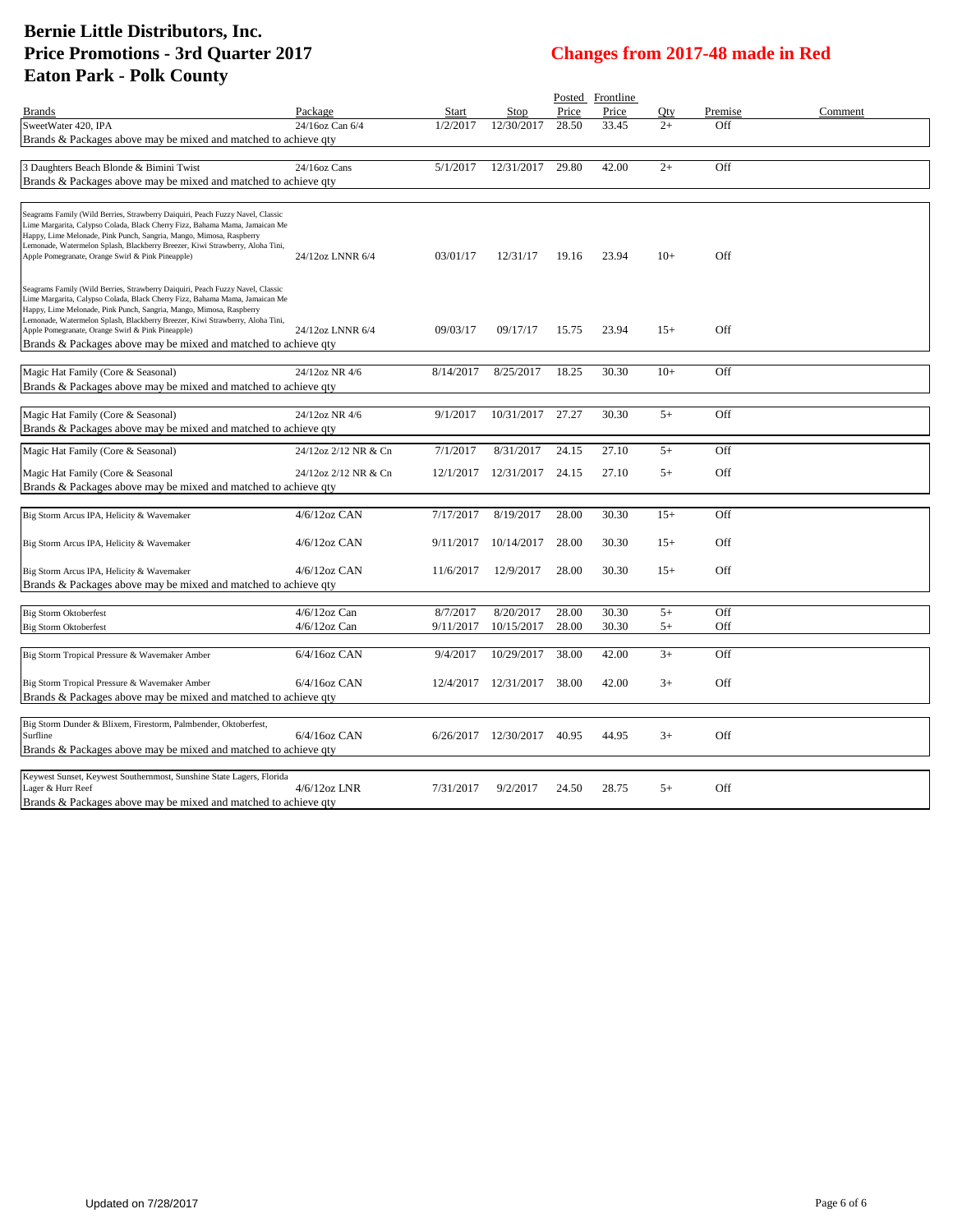# Bernie Little Distributors, Inc.
# Price Promotions - 3rd Quarter 2017
# Eaton Park - Polk County

## Changes from 2017-48 made in Red

| Brands | Package | Start | Stop | Posted Price | Frontline Price | Qty | Premise | Comment |
|---|---|---|---|---|---|---|---|---|
| SweetWater 420, IPA | 24/16oz Can 6/4 | 1/2/2017 | 12/30/2017 | 28.50 | 33.45 | 2+ | Off | |
| Brands & Packages above may be mixed and matched to achieve qty | | | | | | | | |
| 3 Daughters Beach Blonde & Bimini Twist | 24/16oz Cans | 5/1/2017 | 12/31/2017 | 29.80 | 42.00 | 2+ | Off | |
| Brands & Packages above may be mixed and matched to achieve qty | | | | | | | | |
| Seagrams Family (Wild Berries, Strawberry Daiquiri, Peach Fuzzy Navel, Classic Lime Margarita, Calypso Colada, Black Cherry Fizz, Bahama Mama, Jamaican Me Happy, Lime Melonade, Pink Punch, Sangria, Mango, Mimosa, Raspberry Lemonade, Watermelon Splash, Blackberry Breezer, Kiwi Strawberry, Aloha Tini, Apple Pomegranate, Orange Swirl & Pink Pineapple) | 24/12oz LNNR 6/4 | 03/01/17 | 12/31/17 | 19.16 | 23.94 | 10+ | Off | |
| Seagrams Family (Wild Berries, Strawberry Daiquiri, Peach Fuzzy Navel, Classic Lime Margarita, Calypso Colada, Black Cherry Fizz, Bahama Mama, Jamaican Me Happy, Lime Melonade, Pink Punch, Sangria, Mango, Mimosa, Raspberry Lemonade, Watermelon Splash, Blackberry Breezer, Kiwi Strawberry, Aloha Tini, Apple Pomegranate, Orange Swirl & Pink Pineapple) | 24/12oz LNNR 6/4 | 09/03/17 | 09/17/17 | 15.75 | 23.94 | 15+ | Off | |
| Brands & Packages above may be mixed and matched to achieve qty | | | | | | | | |
| Magic Hat Family (Core & Seasonal) | 24/12oz NR 4/6 | 8/14/2017 | 8/25/2017 | 18.25 | 30.30 | 10+ | Off | |
| Brands & Packages above may be mixed and matched to achieve qty | | | | | | | | |
| Magic Hat Family (Core & Seasonal) | 24/12oz NR 4/6 | 9/1/2017 | 10/31/2017 | 27.27 | 30.30 | 5+ | Off | |
| Brands & Packages above may be mixed and matched to achieve qty | | | | | | | | |
| Magic Hat Family (Core & Seasonal) | 24/12oz 2/12 NR & Cn | 7/1/2017 | 8/31/2017 | 24.15 | 27.10 | 5+ | Off | |
| Magic Hat Family (Core & Seasonal | 24/12oz 2/12 NR & Cn | 12/1/2017 | 12/31/2017 | 24.15 | 27.10 | 5+ | Off | |
| Brands & Packages above may be mixed and matched to achieve qty | | | | | | | | |
| Big Storm Arcus IPA, Helicity & Wavemaker | 4/6/12oz CAN | 7/17/2017 | 8/19/2017 | 28.00 | 30.30 | 15+ | Off | |
| Big Storm Arcus IPA, Helicity & Wavemaker | 4/6/12oz CAN | 9/11/2017 | 10/14/2017 | 28.00 | 30.30 | 15+ | Off | |
| Big Storm Arcus IPA, Helicity & Wavemaker | 4/6/12oz CAN | 11/6/2017 | 12/9/2017 | 28.00 | 30.30 | 15+ | Off | |
| Brands & Packages above may be mixed and matched to achieve qty | | | | | | | | |
| Big Storm Oktoberfest | 4/6/12oz Can | 8/7/2017 | 8/20/2017 | 28.00 | 30.30 | 5+ | Off | |
| Big Storm Oktoberfest | 4/6/12oz Can | 9/11/2017 | 10/15/2017 | 28.00 | 30.30 | 5+ | Off | |
| Big Storm Tropical Pressure & Wavemaker Amber | 6/4/16oz CAN | 9/4/2017 | 10/29/2017 | 38.00 | 42.00 | 3+ | Off | |
| Big Storm Tropical Pressure & Wavemaker Amber | 6/4/16oz CAN | 12/4/2017 | 12/31/2017 | 38.00 | 42.00 | 3+ | Off | |
| Brands & Packages above may be mixed and matched to achieve qty | | | | | | | | |
| Big Storm Dunder & Blixem, Firestorm, Palmbender, Oktoberfest, Surfline | 6/4/16oz CAN | 6/26/2017 | 12/30/2017 | 40.95 | 44.95 | 3+ | Off | |
| Brands & Packages above may be mixed and matched to achieve qty | | | | | | | | |
| Keywest Sunset, Keywest Southernmost, Sunshine State Lagers, Florida Lager & Hurr Reef | 4/6/12oz LNR | 7/31/2017 | 9/2/2017 | 24.50 | 28.75 | 5+ | Off | |
| Brands & Packages above may be mixed and matched to achieve qty | | | | | | | | |

Updated on 7/28/2017